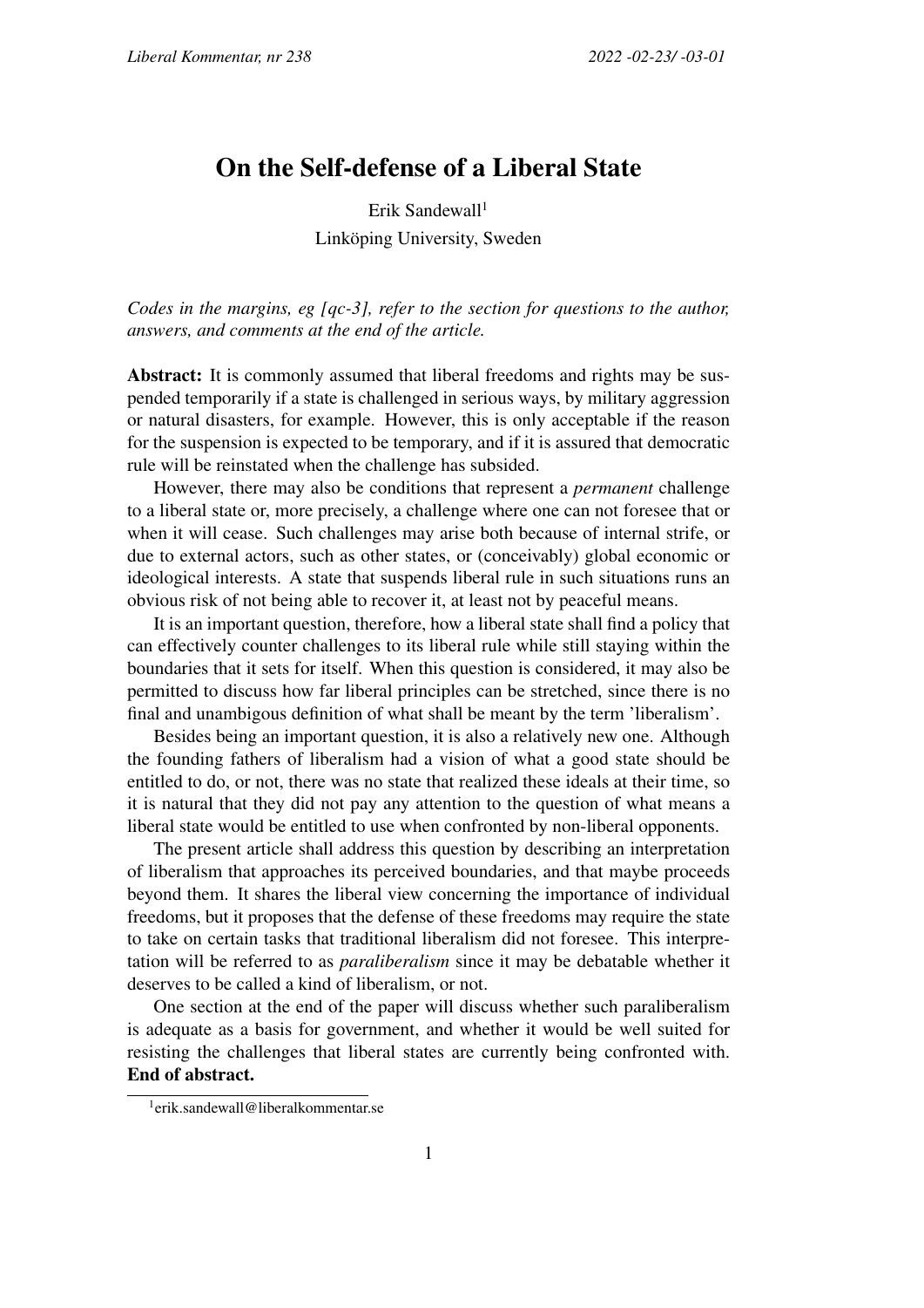# On the Self-defense of a Liberal State

Erik Sandewall[1]

Linköping University, Sweden

*Codes in the margins, eg [qc-3], refer to the section for questions to the author, answers, and comments at the end of the article.*

**Abstract:** It is commonly assumed that liberal freedoms and rights may be suspended temporarily if a state is challenged in serious ways, by military aggression or natural disasters, for example. However, this is only acceptable if the reason for the suspension is expected to be temporary, and if it is assured that democratic rule will be reinstated when the challenge has subsided.

However, there may also be conditions that represent a *permanent* challenge to a liberal state or, more precisely, a challenge where one can not foresee that or when it will cease. Such challenges may arise both because of internal strife, or due to external actors, such as other states, or (conceivably) global economic or ideological interests. A state that suspends liberal rule in such situations runs an obvious risk of not being able to recover it, at least not by peaceful means.

It is an important question, therefore, how a liberal state shall find a policy that can effectively counter challenges to its liberal rule while still staying within the boundaries that it sets for itself. When this question is considered, it may also be permitted to discuss how far liberal principles can be stretched, since there is no final and unambigous definition of what shall be meant by the term 'liberalism'.

Besides being an important question, it is also a relatively new one. Although the founding fathers of liberalism had a vision of what a good state should be entitled to do, or not, there was no state that realized these ideals at their time, so it is natural that they did not pay any attention to the question of what means a liberal state would be entitled to use when confronted by non-liberal opponents.

The present article shall address this question by describing an interpretation of liberalism that approaches its perceived boundaries, and that maybe proceeds beyond them. It shares the liberal view concerning the importance of individual freedoms, but it proposes that the defense of these freedoms may require the state to take on certain tasks that traditional liberalism did not foresee. This interpretation will be referred to as *paraliberalism* since it may be debatable whether it deserves to be called a kind of liberalism, or not.

One section at the end of the paper will discuss whether such paraliberalism is adequate as a basis for government, and whether it would be well suited for resisting the challenges that liberal states are currently being confronted with. **End of abstract.**

[1] erik.sandewall@liberalkommentar.se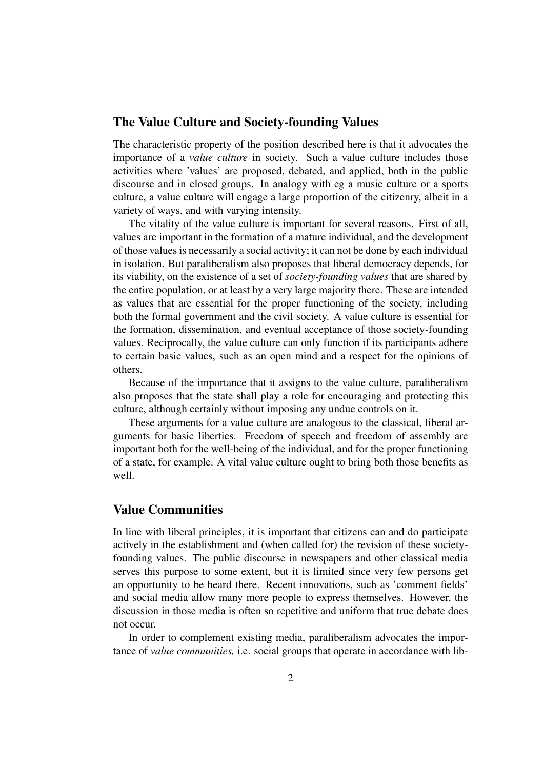## The Value Culture and Society-founding Values

The characteristic property of the position described here is that it advocates the importance of a *value culture* in society. Such a value culture includes those activities where 'values' are proposed, debated, and applied, both in the public discourse and in closed groups. In analogy with eg a music culture or a sports culture, a value culture will engage a large proportion of the citizenry, albeit in a variety of ways, and with varying intensity.

The vitality of the value culture is important for several reasons. First of all, values are important in the formation of a mature individual, and the development of those values is necessarily a social activity; it can not be done by each individual in isolation. But paraliberalism also proposes that liberal democracy depends, for its viability, on the existence of a set of *society-founding values* that are shared by the entire population, or at least by a very large majority there. These are intended as values that are essential for the proper functioning of the society, including both the formal government and the civil society. A value culture is essential for the formation, dissemination, and eventual acceptance of those society-founding values. Reciprocally, the value culture can only function if its participants adhere to certain basic values, such as an open mind and a respect for the opinions of others.

Because of the importance that it assigns to the value culture, paraliberalism also proposes that the state shall play a role for encouraging and protecting this culture, although certainly without imposing any undue controls on it.

These arguments for a value culture are analogous to the classical, liberal arguments for basic liberties. Freedom of speech and freedom of assembly are important both for the well-being of the individual, and for the proper functioning of a state, for example. A vital value culture ought to bring both those benefits as well.

## Value Communities

In line with liberal principles, it is important that citizens can and do participate actively in the establishment and (when called for) the revision of these society-founding values. The public discourse in newspapers and other classical media serves this purpose to some extent, but it is limited since very few persons get an opportunity to be heard there. Recent innovations, such as 'comment fields' and social media allow many more people to express themselves. However, the discussion in those media is often so repetitive and uniform that true debate does not occur.

In order to complement existing media, paraliberalism advocates the importance of *value communities,* i.e. social groups that operate in accordance with lib-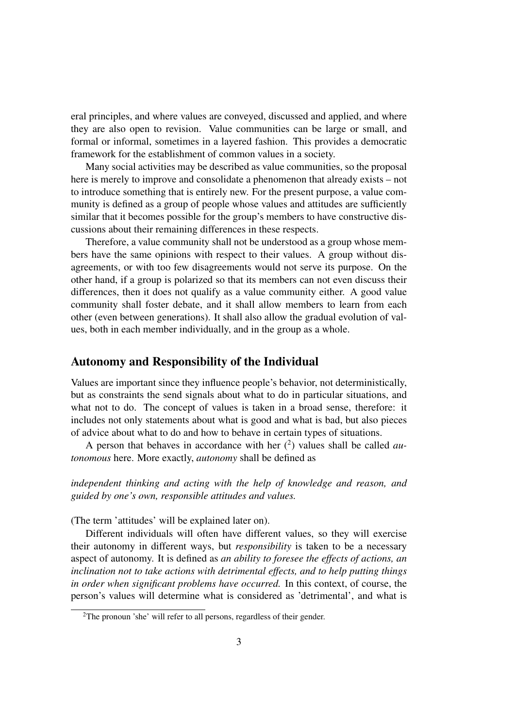eral principles, and where values are conveyed, discussed and applied, and where they are also open to revision. Value communities can be large or small, and formal or informal, sometimes in a layered fashion. This provides a democratic framework for the establishment of common values in a society.

Many social activities may be described as value communities, so the proposal here is merely to improve and consolidate a phenomenon that already exists – not to introduce something that is entirely new. For the present purpose, a value community is defined as a group of people whose values and attitudes are sufficiently similar that it becomes possible for the group's members to have constructive discussions about their remaining differences in these respects.

Therefore, a value community shall not be understood as a group whose members have the same opinions with respect to their values. A group without disagreements, or with too few disagreements would not serve its purpose. On the other hand, if a group is polarized so that its members can not even discuss their differences, then it does not qualify as a value community either. A good value community shall foster debate, and it shall allow members to learn from each other (even between generations). It shall also allow the gradual evolution of values, both in each member individually, and in the group as a whole.

## Autonomy and Responsibility of the Individual

Values are important since they influence people's behavior, not deterministically, but as constraints the send signals about what to do in particular situations, and what not to do. The concept of values is taken in a broad sense, therefore: it includes not only statements about what is good and what is bad, but also pieces of advice about what to do and how to behave in certain types of situations.

A person that behaves in accordance with her ([2]) values shall be called *autonomous* here. More exactly, *autonomy* shall be defined as

*independent thinking and acting with the help of knowledge and reason, and guided by one's own, responsible attitudes and values.*

(The term 'attitudes' will be explained later on).

Different individuals will often have different values, so they will exercise their autonomy in different ways, but *responsibility* is taken to be a necessary aspect of autonomy. It is defined as *an ability to foresee the effects of actions, an inclination not to take actions with detrimental effects, and to help putting things in order when significant problems have occurred.* In this context, of course, the person's values will determine what is considered as 'detrimental', and what is

[2]The pronoun 'she' will refer to all persons, regardless of their gender.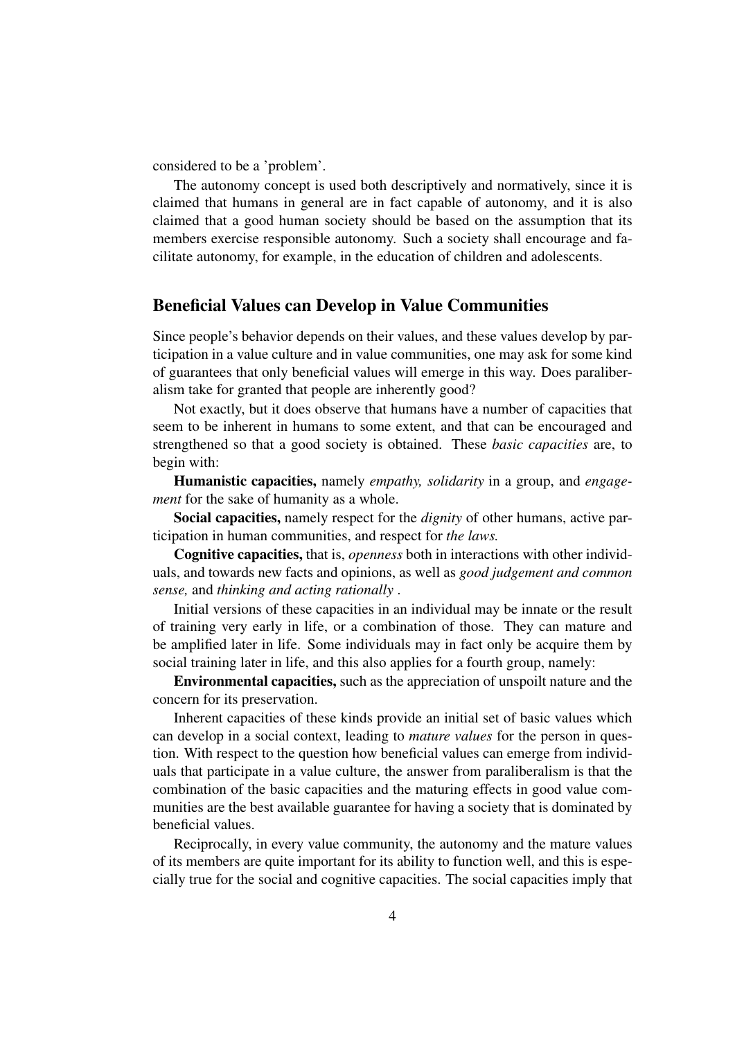considered to be a 'problem'.

The autonomy concept is used both descriptively and normatively, since it is claimed that humans in general are in fact capable of autonomy, and it is also claimed that a good human society should be based on the assumption that its members exercise responsible autonomy. Such a society shall encourage and facilitate autonomy, for example, in the education of children and adolescents.

## Beneficial Values can Develop in Value Communities

Since people's behavior depends on their values, and these values develop by participation in a value culture and in value communities, one may ask for some kind of guarantees that only beneficial values will emerge in this way. Does paraliberalism take for granted that people are inherently good?

Not exactly, but it does observe that humans have a number of capacities that seem to be inherent in humans to some extent, and that can be encouraged and strengthened so that a good society is obtained. These *basic capacities* are, to begin with:

**Humanistic capacities,** namely *empathy, solidarity* in a group, and *engagement* for the sake of humanity as a whole.

**Social capacities,** namely respect for the *dignity* of other humans, active participation in human communities, and respect for *the laws.*

**Cognitive capacities,** that is, *openness* both in interactions with other individuals, and towards new facts and opinions, as well as *good judgement and common sense,* and *thinking and acting rationally* .

Initial versions of these capacities in an individual may be innate or the result of training very early in life, or a combination of those. They can mature and be amplified later in life. Some individuals may in fact only be acquire them by social training later in life, and this also applies for a fourth group, namely:

**Environmental capacities,** such as the appreciation of unspoilt nature and the concern for its preservation.

Inherent capacities of these kinds provide an initial set of basic values which can develop in a social context, leading to *mature values* for the person in question. With respect to the question how beneficial values can emerge from individuals that participate in a value culture, the answer from paraliberalism is that the combination of the basic capacities and the maturing effects in good value communities are the best available guarantee for having a society that is dominated by beneficial values.

Reciprocally, in every value community, the autonomy and the mature values of its members are quite important for its ability to function well, and this is especially true for the social and cognitive capacities. The social capacities imply that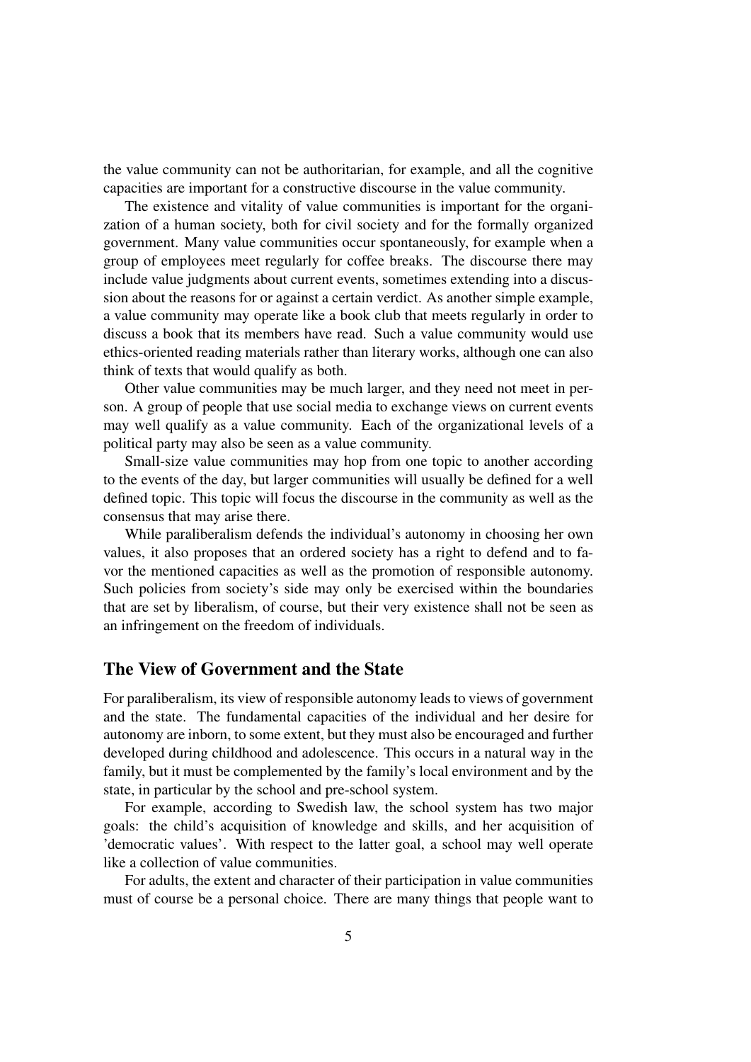the value community can not be authoritarian, for example, and all the cognitive capacities are important for a constructive discourse in the value community.

The existence and vitality of value communities is important for the organization of a human society, both for civil society and for the formally organized government. Many value communities occur spontaneously, for example when a group of employees meet regularly for coffee breaks. The discourse there may include value judgments about current events, sometimes extending into a discussion about the reasons for or against a certain verdict. As another simple example, a value community may operate like a book club that meets regularly in order to discuss a book that its members have read. Such a value community would use ethics-oriented reading materials rather than literary works, although one can also think of texts that would qualify as both.

Other value communities may be much larger, and they need not meet in person. A group of people that use social media to exchange views on current events may well qualify as a value community. Each of the organizational levels of a political party may also be seen as a value community.

Small-size value communities may hop from one topic to another according to the events of the day, but larger communities will usually be defined for a well defined topic. This topic will focus the discourse in the community as well as the consensus that may arise there.

While paraliberalism defends the individual's autonomy in choosing her own values, it also proposes that an ordered society has a right to defend and to favor the mentioned capacities as well as the promotion of responsible autonomy. Such policies from society's side may only be exercised within the boundaries that are set by liberalism, of course, but their very existence shall not be seen as an infringement on the freedom of individuals.

## The View of Government and the State

For paraliberalism, its view of responsible autonomy leads to views of government and the state. The fundamental capacities of the individual and her desire for autonomy are inborn, to some extent, but they must also be encouraged and further developed during childhood and adolescence. This occurs in a natural way in the family, but it must be complemented by the family's local environment and by the state, in particular by the school and pre-school system.

For example, according to Swedish law, the school system has two major goals: the child's acquisition of knowledge and skills, and her acquisition of 'democratic values'. With respect to the latter goal, a school may well operate like a collection of value communities.

For adults, the extent and character of their participation in value communities must of course be a personal choice. There are many things that people want to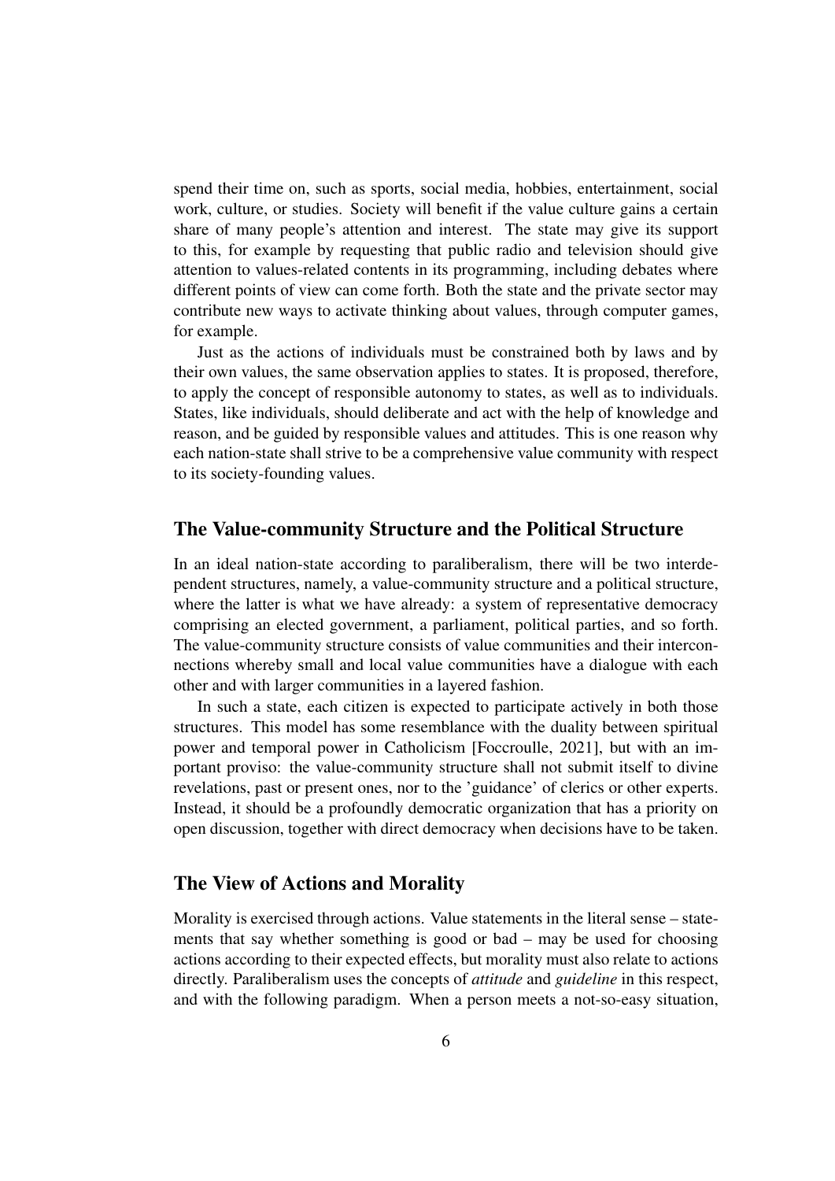spend their time on, such as sports, social media, hobbies, entertainment, social work, culture, or studies. Society will benefit if the value culture gains a certain share of many people's attention and interest. The state may give its support to this, for example by requesting that public radio and television should give attention to values-related contents in its programming, including debates where different points of view can come forth. Both the state and the private sector may contribute new ways to activate thinking about values, through computer games, for example.

Just as the actions of individuals must be constrained both by laws and by their own values, the same observation applies to states. It is proposed, therefore, to apply the concept of responsible autonomy to states, as well as to individuals. States, like individuals, should deliberate and act with the help of knowledge and reason, and be guided by responsible values and attitudes. This is one reason why each nation-state shall strive to be a comprehensive value community with respect to its society-founding values.

## The Value-community Structure and the Political Structure

In an ideal nation-state according to paraliberalism, there will be two interdependent structures, namely, a value-community structure and a political structure, where the latter is what we have already: a system of representative democracy comprising an elected government, a parliament, political parties, and so forth. The value-community structure consists of value communities and their interconnections whereby small and local value communities have a dialogue with each other and with larger communities in a layered fashion.

In such a state, each citizen is expected to participate actively in both those structures. This model has some resemblance with the duality between spiritual power and temporal power in Catholicism [Foccroulle, 2021], but with an important proviso: the value-community structure shall not submit itself to divine revelations, past or present ones, nor to the 'guidance' of clerics or other experts. Instead, it should be a profoundly democratic organization that has a priority on open discussion, together with direct democracy when decisions have to be taken.

## The View of Actions and Morality

Morality is exercised through actions. Value statements in the literal sense – statements that say whether something is good or bad – may be used for choosing actions according to their expected effects, but morality must also relate to actions directly. Paraliberalism uses the concepts of *attitude* and *guideline* in this respect, and with the following paradigm. When a person meets a not-so-easy situation,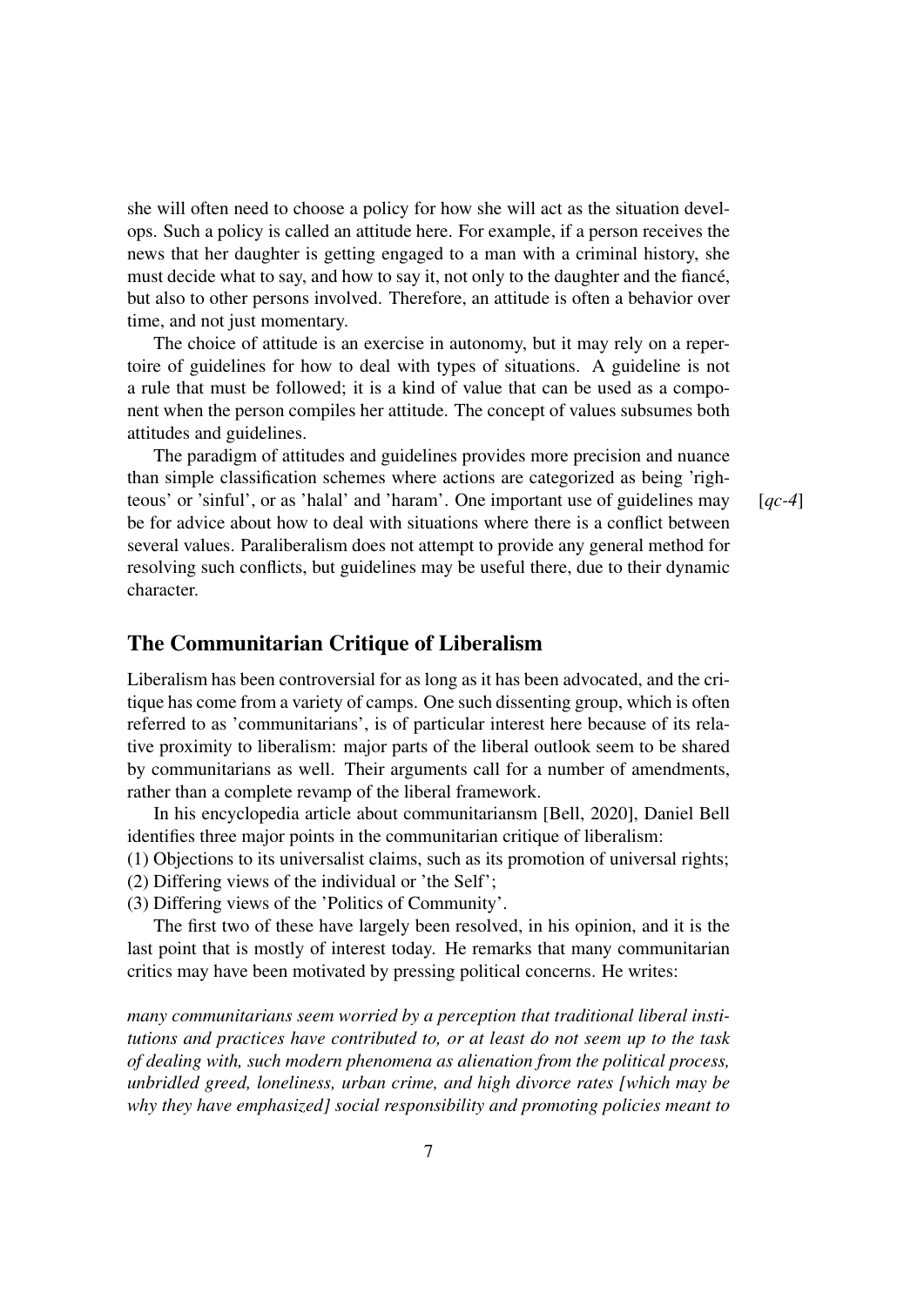she will often need to choose a policy for how she will act as the situation develops. Such a policy is called an attitude here. For example, if a person receives the news that her daughter is getting engaged to a man with a criminal history, she must decide what to say, and how to say it, not only to the daughter and the fiancé, but also to other persons involved. Therefore, an attitude is often a behavior over time, and not just momentary.

The choice of attitude is an exercise in autonomy, but it may rely on a repertoire of guidelines for how to deal with types of situations. A guideline is not a rule that must be followed; it is a kind of value that can be used as a component when the person compiles her attitude. The concept of values subsumes both attitudes and guidelines.

The paradigm of attitudes and guidelines provides more precision and nuance than simple classification schemes where actions are categorized as being 'righteous' or 'sinful', or as 'halal' and 'haram'. One important use of guidelines may be for advice about how to deal with situations where there is a conflict between several values. Paraliberalism does not attempt to provide any general method for resolving such conflicts, but guidelines may be useful there, due to their dynamic character. [*qc-4*]

## The Communitarian Critique of Liberalism

Liberalism has been controversial for as long as it has been advocated, and the critique has come from a variety of camps. One such dissenting group, which is often referred to as 'communitarians', is of particular interest here because of its relative proximity to liberalism: major parts of the liberal outlook seem to be shared by communitarians as well. Their arguments call for a number of amendments, rather than a complete revamp of the liberal framework.

In his encyclopedia article about communitariansm [Bell, 2020], Daniel Bell identifies three major points in the communitarian critique of liberalism:

(1) Objections to its universalist claims, such as its promotion of universal rights;
(2) Differing views of the individual or 'the Self';
(3) Differing views of the 'Politics of Community'.

The first two of these have largely been resolved, in his opinion, and it is the last point that is mostly of interest today. He remarks that many communitarian critics may have been motivated by pressing political concerns. He writes:

*many communitarians seem worried by a perception that traditional liberal institutions and practices have contributed to, or at least do not seem up to the task of dealing with, such modern phenomena as alienation from the political process, unbridled greed, loneliness, urban crime, and high divorce rates [which may be why they have emphasized] social responsibility and promoting policies meant to*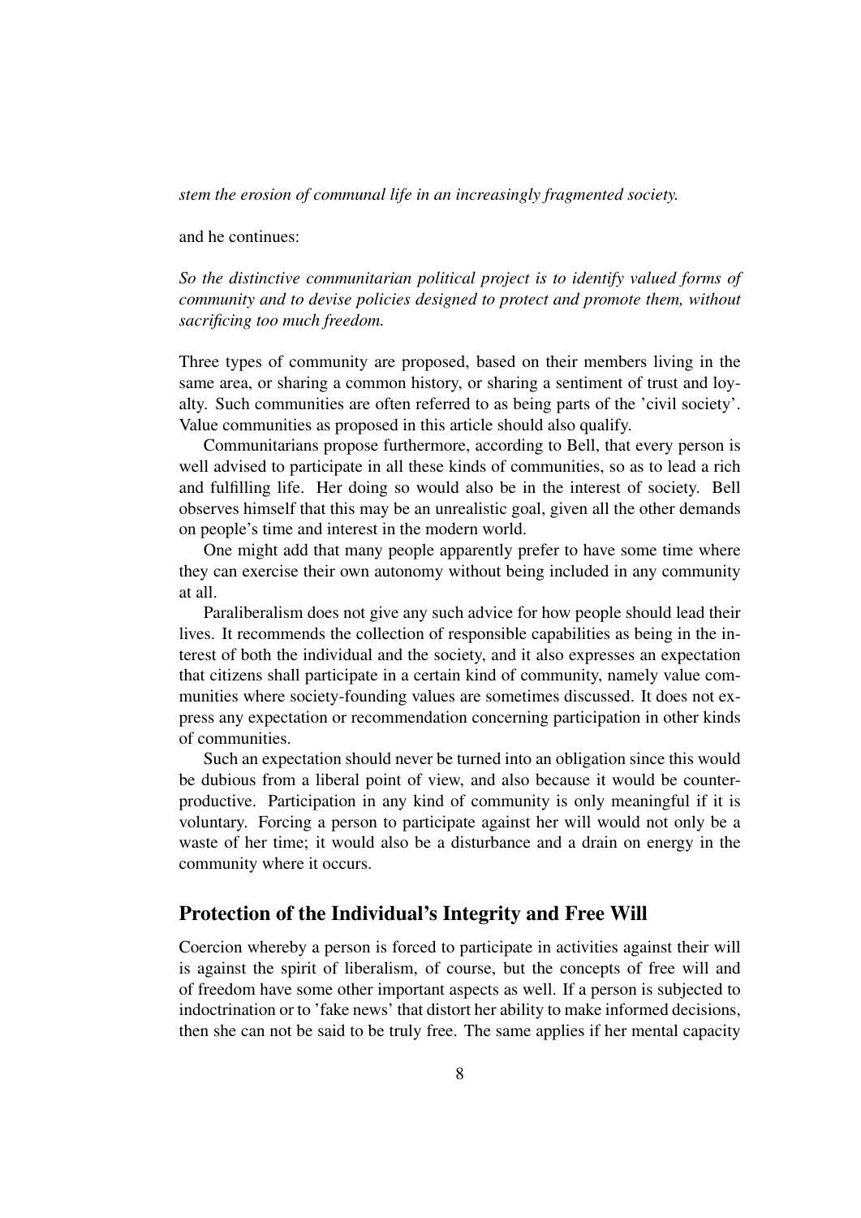*stem the erosion of communal life in an increasingly fragmented society.*

and he continues:

*So the distinctive communitarian political project is to identify valued forms of community and to devise policies designed to protect and promote them, without sacrificing too much freedom.*

Three types of community are proposed, based on their members living in the same area, or sharing a common history, or sharing a sentiment of trust and loyalty. Such communities are often referred to as being parts of the 'civil society'. Value communities as proposed in this article should also qualify.

Communitarians propose furthermore, according to Bell, that every person is well advised to participate in all these kinds of communities, so as to lead a rich and fulfilling life. Her doing so would also be in the interest of society. Bell observes himself that this may be an unrealistic goal, given all the other demands on people's time and interest in the modern world.

One might add that many people apparently prefer to have some time where they can exercise their own autonomy without being included in any community at all.

Paraliberalism does not give any such advice for how people should lead their lives. It recommends the collection of responsible capabilities as being in the interest of both the individual and the society, and it also expresses an expectation that citizens shall participate in a certain kind of community, namely value communities where society-founding values are sometimes discussed. It does not express any expectation or recommendation concerning participation in other kinds of communities.

Such an expectation should never be turned into an obligation since this would be dubious from a liberal point of view, and also because it would be counterproductive. Participation in any kind of community is only meaningful if it is voluntary. Forcing a person to participate against her will would not only be a waste of her time; it would also be a disturbance and a drain on energy in the community where it occurs.

## Protection of the Individual's Integrity and Free Will

Coercion whereby a person is forced to participate in activities against their will is against the spirit of liberalism, of course, but the concepts of free will and of freedom have some other important aspects as well. If a person is subjected to indoctrination or to 'fake news' that distort her ability to make informed decisions, then she can not be said to be truly free. The same applies if her mental capacity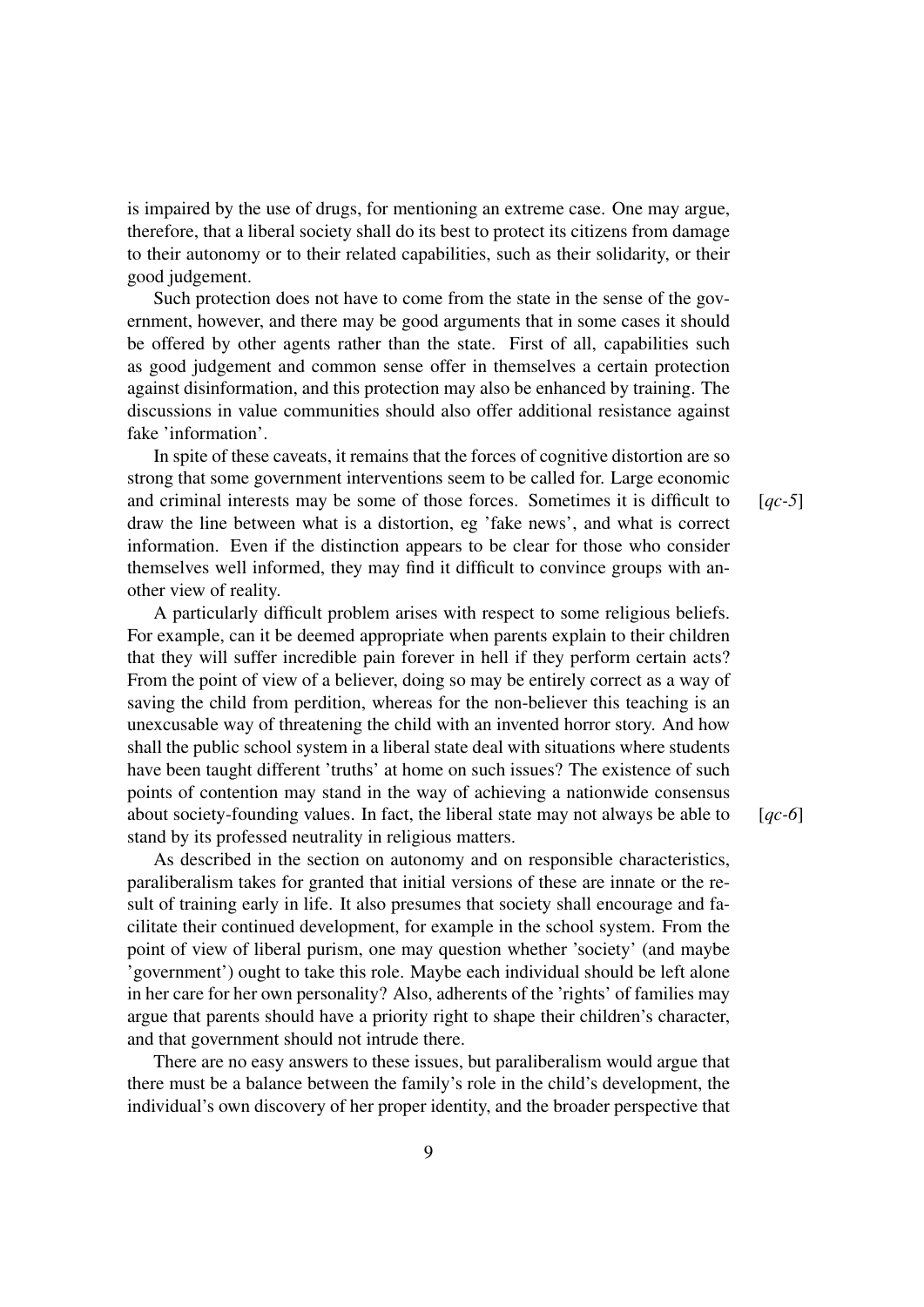is impaired by the use of drugs, for mentioning an extreme case. One may argue, therefore, that a liberal society shall do its best to protect its citizens from damage to their autonomy or to their related capabilities, such as their solidarity, or their good judgement.

Such protection does not have to come from the state in the sense of the government, however, and there may be good arguments that in some cases it should be offered by other agents rather than the state. First of all, capabilities such as good judgement and common sense offer in themselves a certain protection against disinformation, and this protection may also be enhanced by training. The discussions in value communities should also offer additional resistance against fake 'information'.

In spite of these caveats, it remains that the forces of cognitive distortion are so strong that some government interventions seem to be called for. Large economic and criminal interests may be some of those forces. Sometimes it is difficult to draw the line between what is a distortion, eg 'fake news', and what is correct information. Even if the distinction appears to be clear for those who consider themselves well informed, they may find it difficult to convince groups with another view of reality. [*qc-5*]

A particularly difficult problem arises with respect to some religious beliefs. For example, can it be deemed appropriate when parents explain to their children that they will suffer incredible pain forever in hell if they perform certain acts? From the point of view of a believer, doing so may be entirely correct as a way of saving the child from perdition, whereas for the non-believer this teaching is an unexcusable way of threatening the child with an invented horror story. And how shall the public school system in a liberal state deal with situations where students have been taught different 'truths' at home on such issues? The existence of such points of contention may stand in the way of achieving a nationwide consensus about society-founding values. In fact, the liberal state may not always be able to stand by its professed neutrality in religious matters. [*qc-6*]

As described in the section on autonomy and on responsible characteristics, paraliberalism takes for granted that initial versions of these are innate or the result of training early in life. It also presumes that society shall encourage and facilitate their continued development, for example in the school system. From the point of view of liberal purism, one may question whether 'society' (and maybe 'government') ought to take this role. Maybe each individual should be left alone in her care for her own personality? Also, adherents of the 'rights' of families may argue that parents should have a priority right to shape their children's character, and that government should not intrude there.

There are no easy answers to these issues, but paraliberalism would argue that there must be a balance between the family's role in the child's development, the individual's own discovery of her proper identity, and the broader perspective that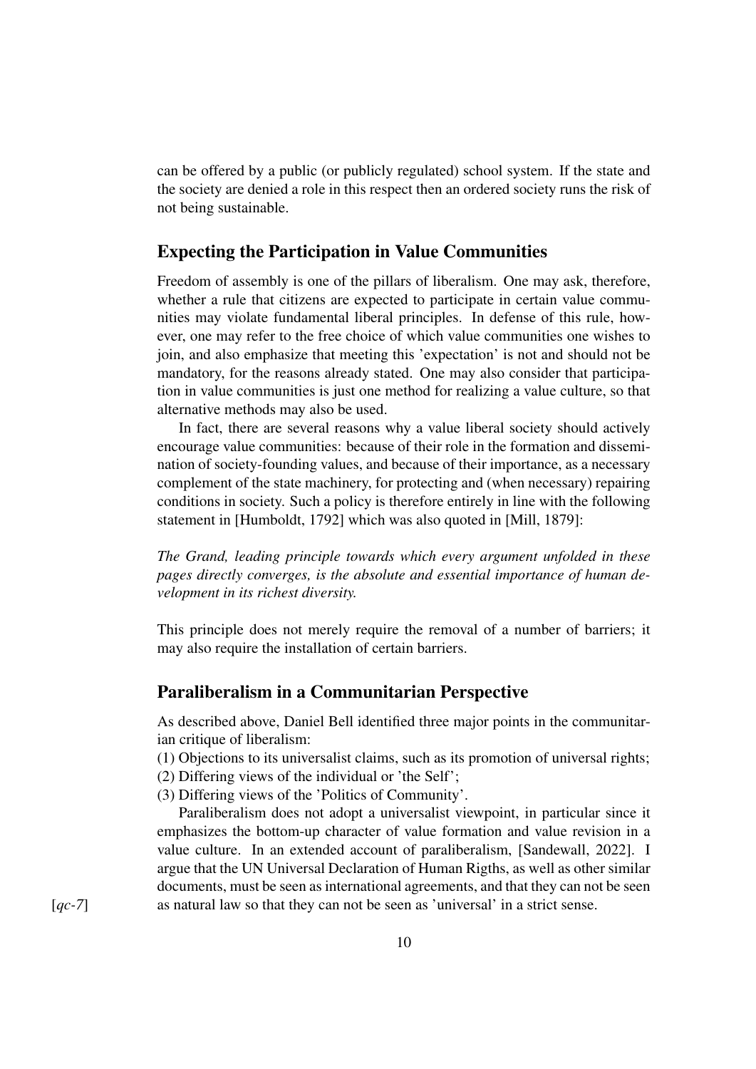can be offered by a public (or publicly regulated) school system. If the state and the society are denied a role in this respect then an ordered society runs the risk of not being sustainable.

## Expecting the Participation in Value Communities

Freedom of assembly is one of the pillars of liberalism. One may ask, therefore, whether a rule that citizens are expected to participate in certain value communities may violate fundamental liberal principles. In defense of this rule, however, one may refer to the free choice of which value communities one wishes to join, and also emphasize that meeting this 'expectation' is not and should not be mandatory, for the reasons already stated. One may also consider that participation in value communities is just one method for realizing a value culture, so that alternative methods may also be used.

In fact, there are several reasons why a value liberal society should actively encourage value communities: because of their role in the formation and dissemination of society-founding values, and because of their importance, as a necessary complement of the state machinery, for protecting and (when necessary) repairing conditions in society. Such a policy is therefore entirely in line with the following statement in [Humboldt, 1792] which was also quoted in [Mill, 1879]:

*The Grand, leading principle towards which every argument unfolded in these pages directly converges, is the absolute and essential importance of human development in its richest diversity.*

This principle does not merely require the removal of a number of barriers; it may also require the installation of certain barriers.

## Paraliberalism in a Communitarian Perspective

As described above, Daniel Bell identified three major points in the communitarian critique of liberalism:

(1) Objections to its universalist claims, such as its promotion of universal rights;
(2) Differing views of the individual or 'the Self';
(3) Differing views of the 'Politics of Community'.

Paraliberalism does not adopt a universalist viewpoint, in particular since it emphasizes the bottom-up character of value formation and value revision in a value culture. In an extended account of paraliberalism, [Sandewall, 2022]. I argue that the UN Universal Declaration of Human Rigths, as well as other similar documents, must be seen as international agreements, and that they can not be seen as natural law so that they can not be seen as 'universal' in a strict sense. [*qc-7*]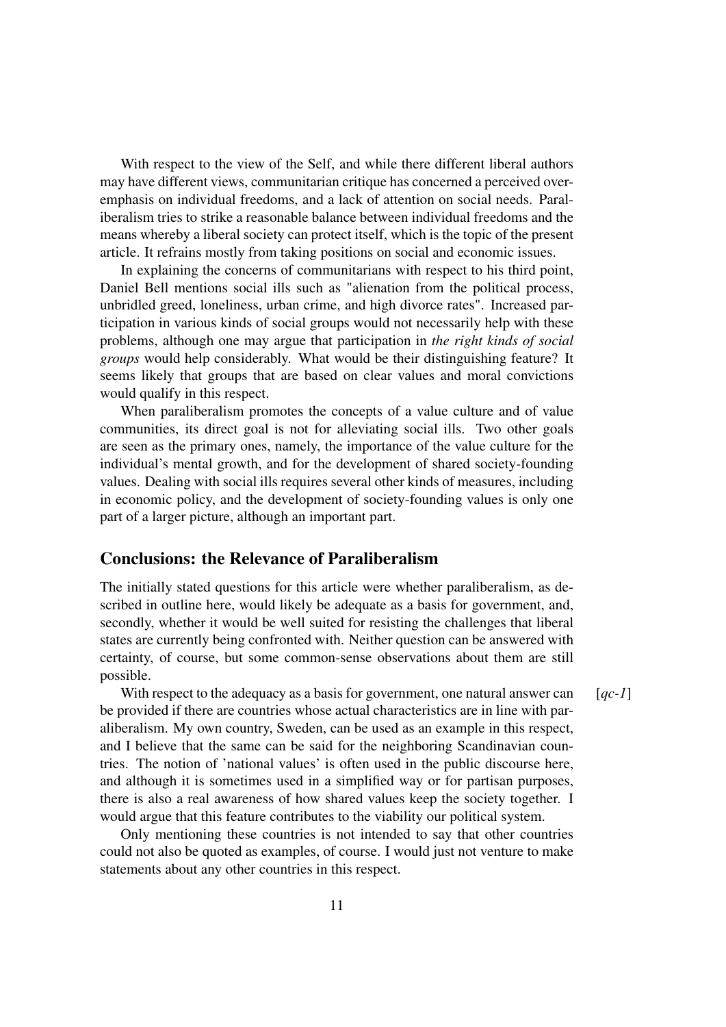With respect to the view of the Self, and while there different liberal authors may have different views, communitarian critique has concerned a perceived overemphasis on individual freedoms, and a lack of attention on social needs. Paraliberalism tries to strike a reasonable balance between individual freedoms and the means whereby a liberal society can protect itself, which is the topic of the present article. It refrains mostly from taking positions on social and economic issues.

In explaining the concerns of communitarians with respect to his third point, Daniel Bell mentions social ills such as "alienation from the political process, unbridled greed, loneliness, urban crime, and high divorce rates". Increased participation in various kinds of social groups would not necessarily help with these problems, although one may argue that participation in *the right kinds of social groups* would help considerably. What would be their distinguishing feature? It seems likely that groups that are based on clear values and moral convictions would qualify in this respect.

When paraliberalism promotes the concepts of a value culture and of value communities, its direct goal is not for alleviating social ills. Two other goals are seen as the primary ones, namely, the importance of the value culture for the individual's mental growth, and for the development of shared society-founding values. Dealing with social ills requires several other kinds of measures, including in economic policy, and the development of society-founding values is only one part of a larger picture, although an important part.

## Conclusions: the Relevance of Paraliberalism

The initially stated questions for this article were whether paraliberalism, as described in outline here, would likely be adequate as a basis for government, and, secondly, whether it would be well suited for resisting the challenges that liberal states are currently being confronted with. Neither question can be answered with certainty, of course, but some common-sense observations about them are still possible.

With respect to the adequacy as a basis for government, one natural answer can be provided if there are countries whose actual characteristics are in line with paraliberalism. My own country, Sweden, can be used as an example in this respect, and I believe that the same can be said for the neighboring Scandinavian countries. The notion of 'national values' is often used in the public discourse here, and although it is sometimes used in a simplified way or for partisan purposes, there is also a real awareness of how shared values keep the society together. I would argue that this feature contributes to the viability our political system. [*qc-1*]

Only mentioning these countries is not intended to say that other countries could not also be quoted as examples, of course. I would just not venture to make statements about any other countries in this respect.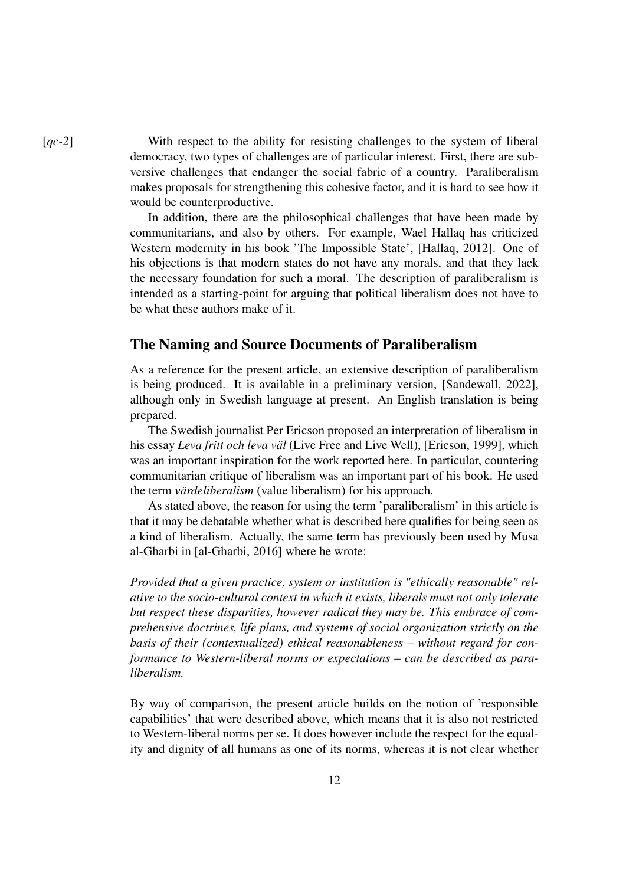[*qc-2*] With respect to the ability for resisting challenges to the system of liberal democracy, two types of challenges are of particular interest. First, there are subversive challenges that endanger the social fabric of a country. Paraliberalism makes proposals for strengthening this cohesive factor, and it is hard to see how it would be counterproductive.

In addition, there are the philosophical challenges that have been made by communitarians, and also by others. For example, Wael Hallaq has criticized Western modernity in his book 'The Impossible State', [Hallaq, 2012]. One of his objections is that modern states do not have any morals, and that they lack the necessary foundation for such a moral. The description of paraliberalism is intended as a starting-point for arguing that political liberalism does not have to be what these authors make of it.

## The Naming and Source Documents of Paraliberalism

As a reference for the present article, an extensive description of paraliberalism is being produced. It is available in a preliminary version, [Sandewall, 2022], although only in Swedish language at present. An English translation is being prepared.

The Swedish journalist Per Ericson proposed an interpretation of liberalism in his essay *Leva fritt och leva väl* (Live Free and Live Well), [Ericson, 1999], which was an important inspiration for the work reported here. In particular, countering communitarian critique of liberalism was an important part of his book. He used the term *värdeliberalism* (value liberalism) for his approach.

As stated above, the reason for using the term 'paraliberalism' in this article is that it may be debatable whether what is described here qualifies for being seen as a kind of liberalism. Actually, the same term has previously been used by Musa al-Gharbi in [al-Gharbi, 2016] where he wrote:

*Provided that a given practice, system or institution is "ethically reasonable" relative to the socio-cultural context in which it exists, liberals must not only tolerate but respect these disparities, however radical they may be. This embrace of comprehensive doctrines, life plans, and systems of social organization strictly on the basis of their (contextualized) ethical reasonableness – without regard for conformance to Western-liberal norms or expectations – can be described as paraliberalism.*

By way of comparison, the present article builds on the notion of 'responsible capabilities' that were described above, which means that it is also not restricted to Western-liberal norms per se. It does however include the respect for the equality and dignity of all humans as one of its norms, whereas it is not clear whether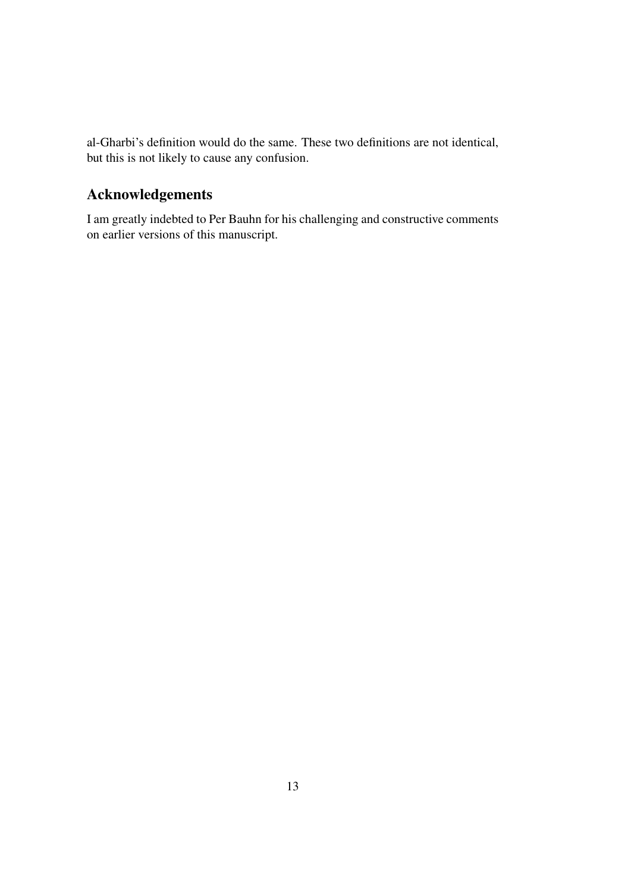al-Gharbi's definition would do the same. These two definitions are not identical, but this is not likely to cause any confusion.

## Acknowledgements

I am greatly indebted to Per Bauhn for his challenging and constructive comments on earlier versions of this manuscript.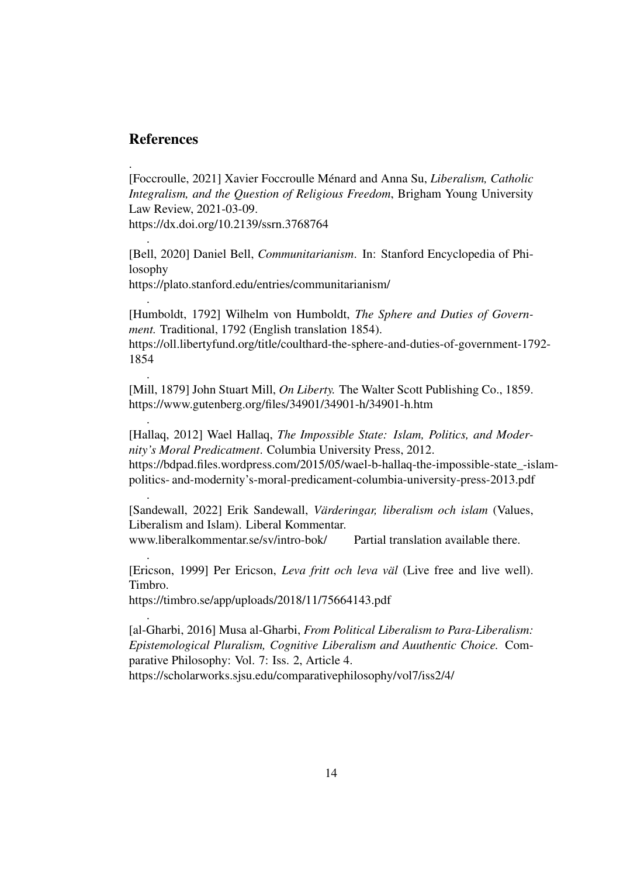## References

[Foccroulle, 2021] Xavier Foccroulle Ménard and Anna Su, *Liberalism, Catholic Integralism, and the Question of Religious Freedom*, Brigham Young University Law Review, 2021-03-09.
https://dx.doi.org/10.2139/ssrn.3768764

[Bell, 2020] Daniel Bell, *Communitarianism*. In: Stanford Encyclopedia of Philosophy
https://plato.stanford.edu/entries/communitarianism/

[Humboldt, 1792] Wilhelm von Humboldt, *The Sphere and Duties of Government.* Traditional, 1792 (English translation 1854).
https://oll.libertyfund.org/title/coulthard-the-sphere-and-duties-of-government-1792-1854

[Mill, 1879] John Stuart Mill, *On Liberty.* The Walter Scott Publishing Co., 1859.
https://www.gutenberg.org/files/34901/34901-h/34901-h.htm

[Hallaq, 2012] Wael Hallaq, *The Impossible State: Islam, Politics, and Modernity's Moral Predicatment*. Columbia University Press, 2012.
https://bdpad.files.wordpress.com/2015/05/wael-b-hallaq-the-impossible-state_-islam-politics- and-modernity's-moral-predicament-columbia-university-press-2013.pdf

[Sandewall, 2022] Erik Sandewall, *Värderingar, liberalism och islam* (Values, Liberalism and Islam). Liberal Kommentar.
www.liberalkommentar.se/sv/intro-bok/ Partial translation available there.

[Ericson, 1999] Per Ericson, *Leva fritt och leva väl* (Live free and live well). Timbro.
https://timbro.se/app/uploads/2018/11/75664143.pdf

[al-Gharbi, 2016] Musa al-Gharbi, *From Political Liberalism to Para-Liberalism: Epistemological Pluralism, Cognitive Liberalism and Auuthentic Choice.* Comparative Philosophy: Vol. 7: Iss. 2, Article 4.
https://scholarworks.sjsu.edu/comparativephilosophy/vol7/iss2/4/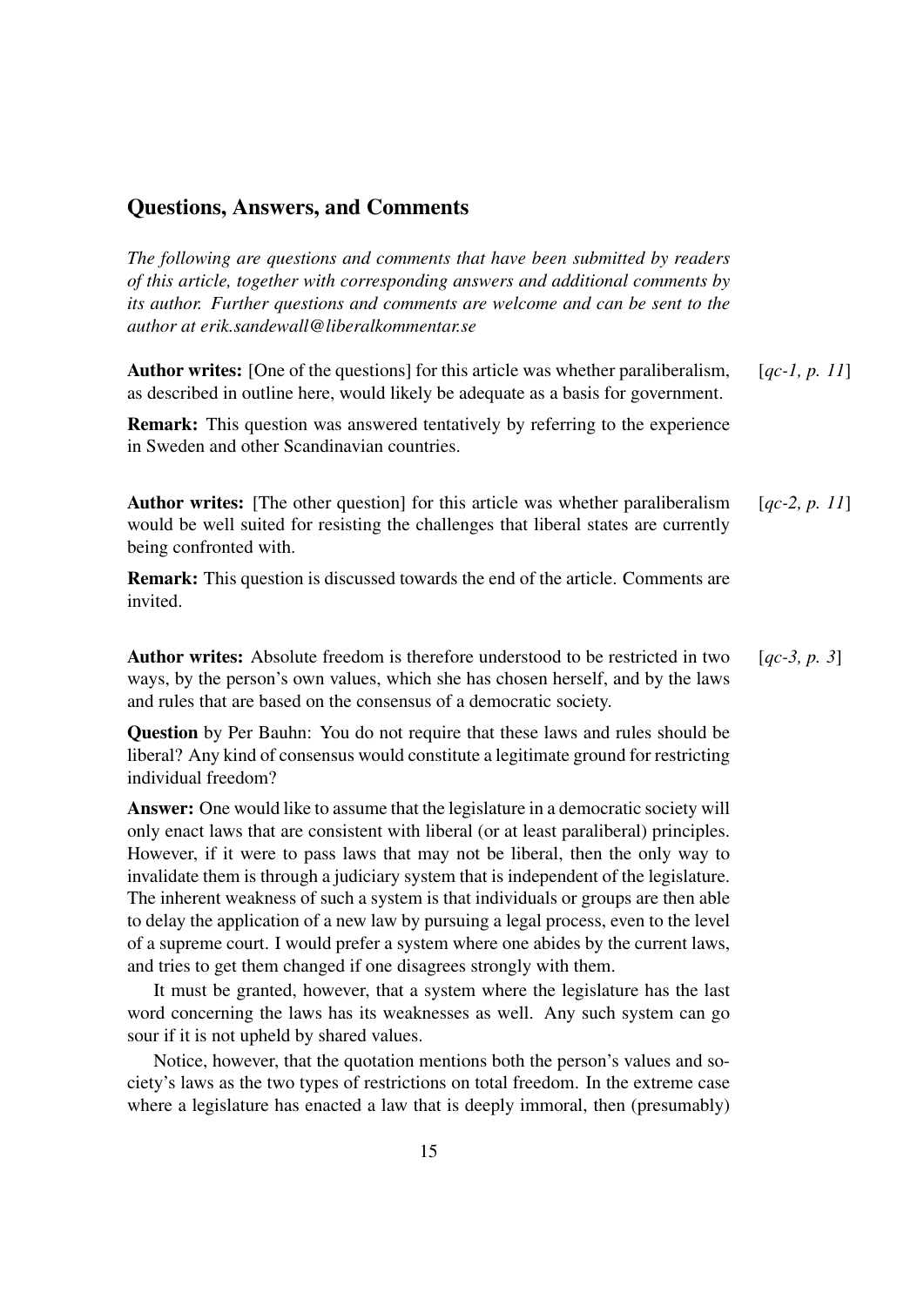## Questions, Answers, and Comments

*The following are questions and comments that have been submitted by readers of this article, together with corresponding answers and additional comments by its author. Further questions and comments are welcome and can be sent to the author at erik.sandewall@liberalkommentar.se*

**Author writes:** [One of the questions] for this article was whether paraliberalism, as described in outline here, would likely be adequate as a basis for government. [*qc-1, p. 11*]

**Remark:** This question was answered tentatively by referring to the experience in Sweden and other Scandinavian countries.

**Author writes:** [The other question] for this article was whether paraliberalism would be well suited for resisting the challenges that liberal states are currently being confronted with. [*qc-2, p. 11*]

**Remark:** This question is discussed towards the end of the article. Comments are invited.

**Author writes:** Absolute freedom is therefore understood to be restricted in two ways, by the person's own values, which she has chosen herself, and by the laws and rules that are based on the consensus of a democratic society. [*qc-3, p. 3*]

**Question** by Per Bauhn: You do not require that these laws and rules should be liberal? Any kind of consensus would constitute a legitimate ground for restricting individual freedom?

**Answer:** One would like to assume that the legislature in a democratic society will only enact laws that are consistent with liberal (or at least paraliberal) principles. However, if it were to pass laws that may not be liberal, then the only way to invalidate them is through a judiciary system that is independent of the legislature. The inherent weakness of such a system is that individuals or groups are then able to delay the application of a new law by pursuing a legal process, even to the level of a supreme court. I would prefer a system where one abides by the current laws, and tries to get them changed if one disagrees strongly with them.

It must be granted, however, that a system where the legislature has the last word concerning the laws has its weaknesses as well. Any such system can go sour if it is not upheld by shared values.

Notice, however, that the quotation mentions both the person's values and society's laws as the two types of restrictions on total freedom. In the extreme case where a legislature has enacted a law that is deeply immoral, then (presumably)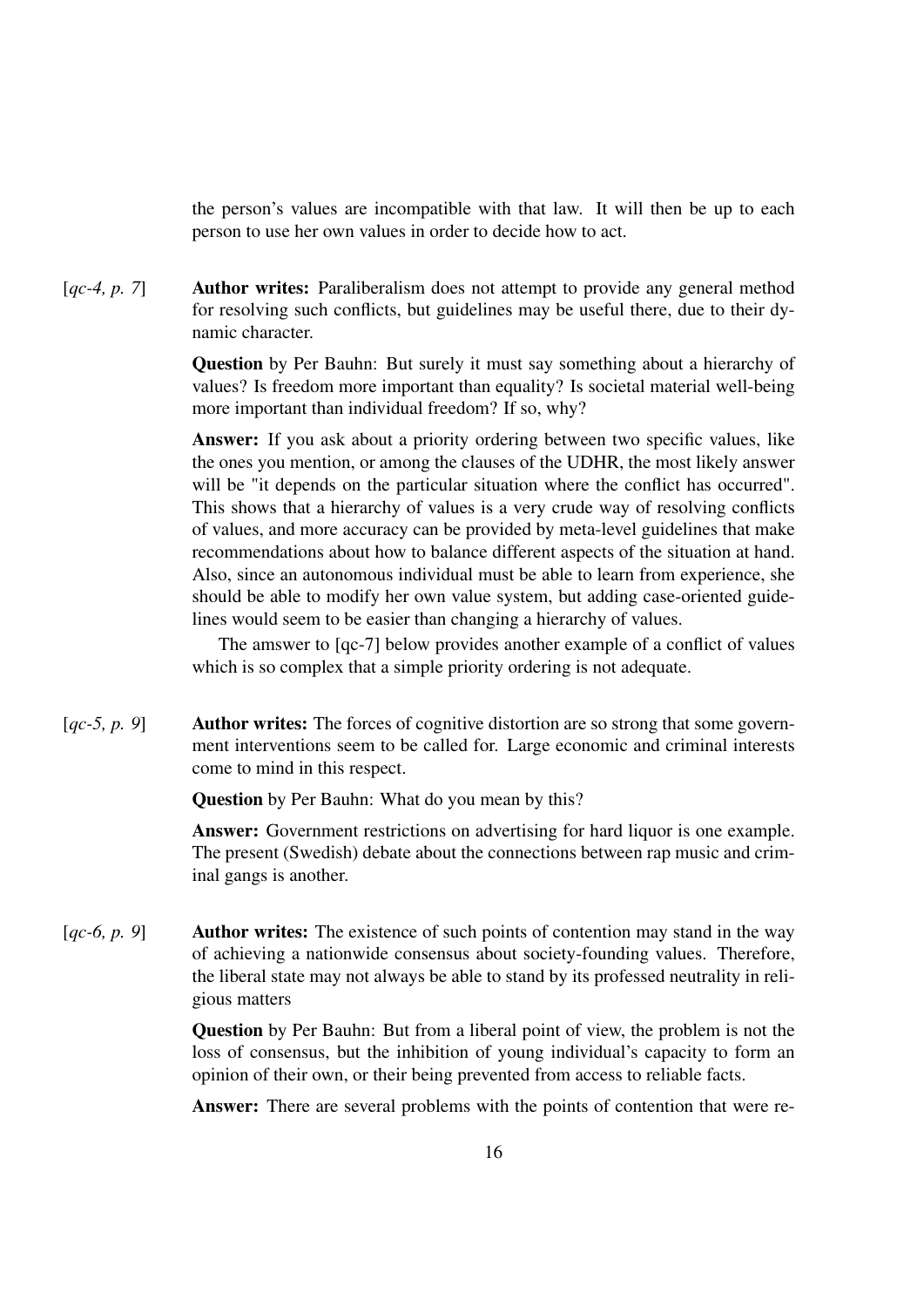the person's values are incompatible with that law. It will then be up to each person to use her own values in order to decide how to act.

[*qc-4, p. 7*] **Author writes:** Paraliberalism does not attempt to provide any general method for resolving such conflicts, but guidelines may be useful there, due to their dynamic character.

**Question** by Per Bauhn: But surely it must say something about a hierarchy of values? Is freedom more important than equality? Is societal material well-being more important than individual freedom? If so, why?

**Answer:** If you ask about a priority ordering between two specific values, like the ones you mention, or among the clauses of the UDHR, the most likely answer will be "it depends on the particular situation where the conflict has occurred". This shows that a hierarchy of values is a very crude way of resolving conflicts of values, and more accuracy can be provided by meta-level guidelines that make recommendations about how to balance different aspects of the situation at hand. Also, since an autonomous individual must be able to learn from experience, she should be able to modify her own value system, but adding case-oriented guidelines would seem to be easier than changing a hierarchy of values.

The amswer to [qc-7] below provides another example of a conflict of values which is so complex that a simple priority ordering is not adequate.

[*qc-5, p. 9*] **Author writes:** The forces of cognitive distortion are so strong that some government interventions seem to be called for. Large economic and criminal interests come to mind in this respect.

**Question** by Per Bauhn: What do you mean by this?

**Answer:** Government restrictions on advertising for hard liquor is one example. The present (Swedish) debate about the connections between rap music and criminal gangs is another.

[*qc-6, p. 9*] **Author writes:** The existence of such points of contention may stand in the way of achieving a nationwide consensus about society-founding values. Therefore, the liberal state may not always be able to stand by its professed neutrality in religious matters

**Question** by Per Bauhn: But from a liberal point of view, the problem is not the loss of consensus, but the inhibition of young individual's capacity to form an opinion of their own, or their being prevented from access to reliable facts.

**Answer:** There are several problems with the points of contention that were re-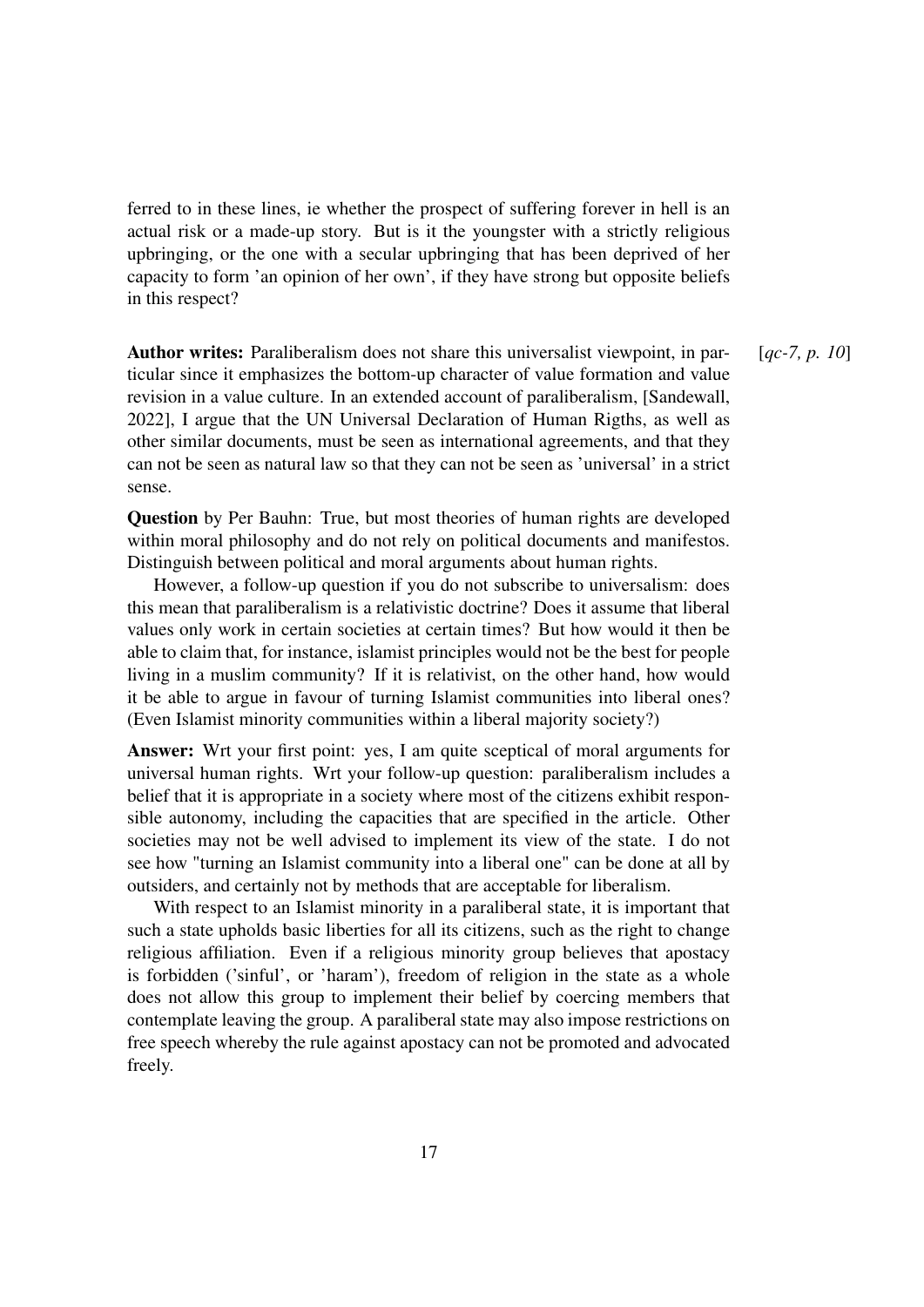ferred to in these lines, ie whether the prospect of suffering forever in hell is an actual risk or a made-up story. But is it the youngster with a strictly religious upbringing, or the one with a secular upbringing that has been deprived of her capacity to form 'an opinion of her own', if they have strong but opposite beliefs in this respect?

**Author writes:** Paraliberalism does not share this universalist viewpoint, in particular since it emphasizes the bottom-up character of value formation and value revision in a value culture. In an extended account of paraliberalism, [Sandewall, 2022], I argue that the UN Universal Declaration of Human Rigths, as well as other similar documents, must be seen as international agreements, and that they can not be seen as natural law so that they can not be seen as 'universal' in a strict sense. [*qc-7, p. 10*]

**Question** by Per Bauhn: True, but most theories of human rights are developed within moral philosophy and do not rely on political documents and manifestos. Distinguish between political and moral arguments about human rights.

However, a follow-up question if you do not subscribe to universalism: does this mean that paraliberalism is a relativistic doctrine? Does it assume that liberal values only work in certain societies at certain times? But how would it then be able to claim that, for instance, islamist principles would not be the best for people living in a muslim community? If it is relativist, on the other hand, how would it be able to argue in favour of turning Islamist communities into liberal ones? (Even Islamist minority communities within a liberal majority society?)

**Answer:** Wrt your first point: yes, I am quite sceptical of moral arguments for universal human rights. Wrt your follow-up question: paraliberalism includes a belief that it is appropriate in a society where most of the citizens exhibit responsible autonomy, including the capacities that are specified in the article. Other societies may not be well advised to implement its view of the state. I do not see how "turning an Islamist community into a liberal one" can be done at all by outsiders, and certainly not by methods that are acceptable for liberalism.

With respect to an Islamist minority in a paraliberal state, it is important that such a state upholds basic liberties for all its citizens, such as the right to change religious affiliation. Even if a religious minority group believes that apostacy is forbidden ('sinful', or 'haram'), freedom of religion in the state as a whole does not allow this group to implement their belief by coercing members that contemplate leaving the group. A paraliberal state may also impose restrictions on free speech whereby the rule against apostacy can not be promoted and advocated freely.